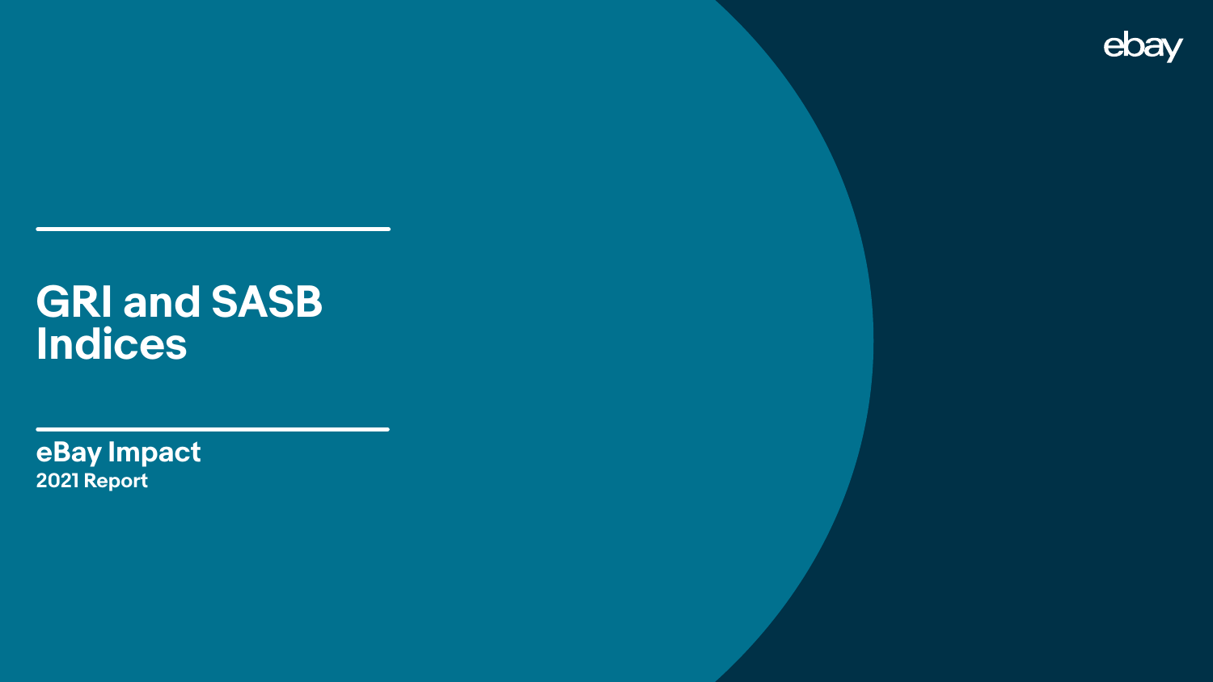ebay

# GRI and SASB Indices

**eBay Impact**
**2021 Report**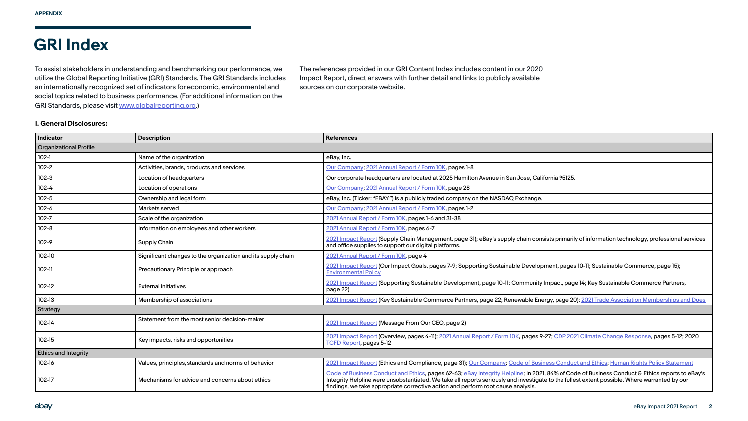APPENDIX

# GRI Index

To assist stakeholders in understanding and benchmarking our performance, we utilize the Global Reporting Initiative (GRI) Standards. The GRI Standards includes an internationally recognized set of indicators for economic, environmental and social topics related to business performance. (For additional information on the GRI Standards, please visit www.globalreporting.org.)

The references provided in our GRI Content Index includes content in our 2020 Impact Report, direct answers with further detail and links to publicly available sources on our corporate website.

### I. General Disclosures:

| Indicator | Description | References |
|---|---|---|
| Organizational Profile | | |
| 102-1 | Name of the organization | eBay, Inc. |
| 102-2 | Activities, brands, products and services | Our Company; 2021 Annual Report / Form 10K, pages 1-8 |
| 102-3 | Location of headquarters | Our corporate headquarters are located at 2025 Hamilton Avenue in San Jose, California 95125. |
| 102-4 | Location of operations | Our Company; 2021 Annual Report / Form 10K, page 28 |
| 102-5 | Ownership and legal form | eBay, Inc. (Ticker: "EBAY") is a publicly traded company on the NASDAQ Exchange. |
| 102-6 | Markets served | Our Company; 2021 Annual Report / Form 10K, pages 1-2 |
| 102-7 | Scale of the organization | 2021 Annual Report / Form 10K, pages 1-6 and 31-38 |
| 102-8 | Information on employees and other workers | 2021 Annual Report / Form 10K, pages 6-7 |
| 102-9 | Supply Chain | 2021 Impact Report (Supply Chain Management, page 31); eBay's supply chain consists primarily of information technology, professional services and office supplies to support our digital platforms. |
| 102-10 | Significant changes to the organization and its supply chain | 2021 Annual Report / Form 10K, page 4 |
| 102-11 | Precautionary Principle or approach | 2021 Impact Report (Our Impact Goals, pages 7-9; Supporting Sustainable Development, pages 10-11; Sustainable Commerce, page 15); Environmental Policy |
| 102-12 | External initiatives | 2021 Impact Report (Supporting Sustainable Development, page 10-11; Community Impact, page 14; Key Sustainable Commerce Partners, page 22) |
| 102-13 | Membership of associations | 2021 Impact Report (Key Sustainable Commerce Partners, page 22; Renewable Energy, page 20); 2021 Trade Association Memberships and Dues |
| Strategy | | |
| 102-14 | Statement from the most senior decision-maker | 2021 Impact Report (Message From Our CEO, page 2) |
| 102-15 | Key impacts, risks and opportunities | 2021 Impact Report (Overview, pages 4-11); 2021 Annual Report / Form 10K, pages 9-27; CDP 2021 Climate Change Response, pages 5-12; 2020 TCFD Report, pages 5-12 |
| Ethics and Integrity | | |
| 102-16 | Values, principles, standards and norms of behavior | 2021 Impact Report (Ethics and Compliance, page 31); Our Company; Code of Business Conduct and Ethics; Human Rights Policy Statement |
| 102-17 | Mechanisms for advice and concerns about ethics | Code of Business Conduct and Ethics, pages 62-63; eBay Integrity Helpline; In 2021, 84% of Code of Business Conduct & Ethics reports to eBay's Integrity Helpline were unsubstantiated. We take all reports seriously and investigate to the fullest extent possible. Where warranted by our findings, we take appropriate corrective action and perform root cause analysis. |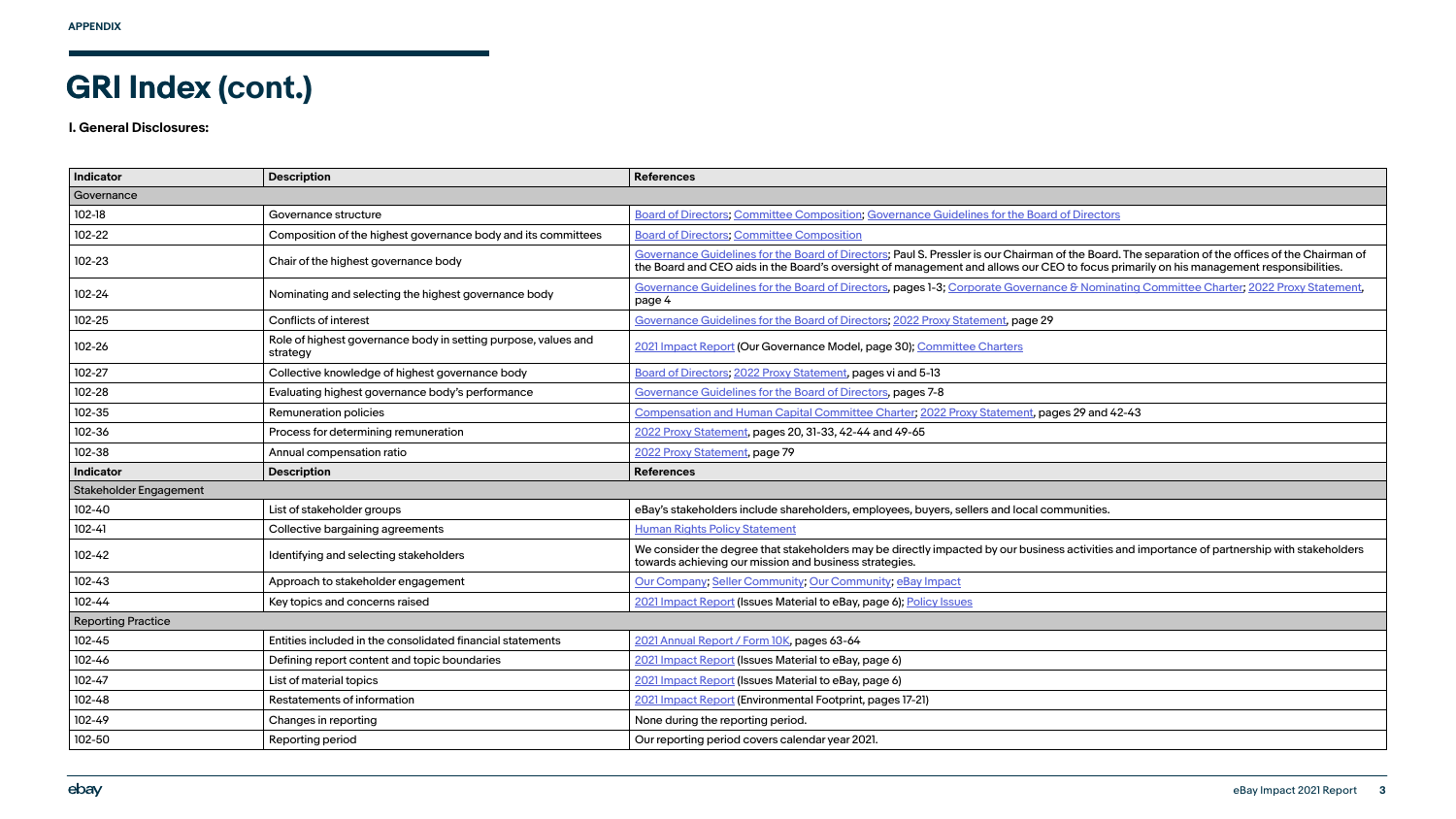APPENDIX

# GRI Index (cont.)

**I. General Disclosures:**

| Indicator | Description | References |
|---|---|---|
| Governance | | |
| 102-18 | Governance structure | Board of Directors; Committee Composition; Governance Guidelines for the Board of Directors |
| 102-22 | Composition of the highest governance body and its committees | Board of Directors; Committee Composition |
| 102-23 | Chair of the highest governance body | Governance Guidelines for the Board of Directors; Paul S. Pressler is our Chairman of the Board. The separation of the offices of the Chairman of the Board and CEO aids in the Board's oversight of management and allows our CEO to focus primarily on his management responsibilities. |
| 102-24 | Nominating and selecting the highest governance body | Governance Guidelines for the Board of Directors, pages 1-3; Corporate Governance & Nominating Committee Charter; 2022 Proxy Statement, page 4 |
| 102-25 | Conflicts of interest | Governance Guidelines for the Board of Directors; 2022 Proxy Statement, page 29 |
| 102-26 | Role of highest governance body in setting purpose, values and strategy | 2021 Impact Report (Our Governance Model, page 30); Committee Charters |
| 102-27 | Collective knowledge of highest governance body | Board of Directors; 2022 Proxy Statement, pages vi and 5-13 |
| 102-28 | Evaluating highest governance body's performance | Governance Guidelines for the Board of Directors, pages 7-8 |
| 102-35 | Remuneration policies | Compensation and Human Capital Committee Charter; 2022 Proxy Statement, pages 29 and 42-43 |
| 102-36 | Process for determining remuneration | 2022 Proxy Statement, pages 20, 31-33, 42-44 and 49-65 |
| 102-38 | Annual compensation ratio | 2022 Proxy Statement, page 79 |
| **Indicator** | **Description** | **References** |
| Stakeholder Engagement | | |
| 102-40 | List of stakeholder groups | eBay's stakeholders include shareholders, employees, buyers, sellers and local communities. |
| 102-41 | Collective bargaining agreements | Human Rights Policy Statement |
| 102-42 | Identifying and selecting stakeholders | We consider the degree that stakeholders may be directly impacted by our business activities and importance of partnership with stakeholders towards achieving our mission and business strategies. |
| 102-43 | Approach to stakeholder engagement | Our Company; Seller Community; Our Community; eBay Impact |
| 102-44 | Key topics and concerns raised | 2021 Impact Report (Issues Material to eBay, page 6); Policy Issues |
| Reporting Practice | | |
| 102-45 | Entities included in the consolidated financial statements | 2021 Annual Report / Form 10K, pages 63-64 |
| 102-46 | Defining report content and topic boundaries | 2021 Impact Report (Issues Material to eBay, page 6) |
| 102-47 | List of material topics | 2021 Impact Report (Issues Material to eBay, page 6) |
| 102-48 | Restatements of information | 2021 Impact Report (Environmental Footprint, pages 17-21) |
| 102-49 | Changes in reporting | None during the reporting period. |
| 102-50 | Reporting period | Our reporting period covers calendar year 2021. |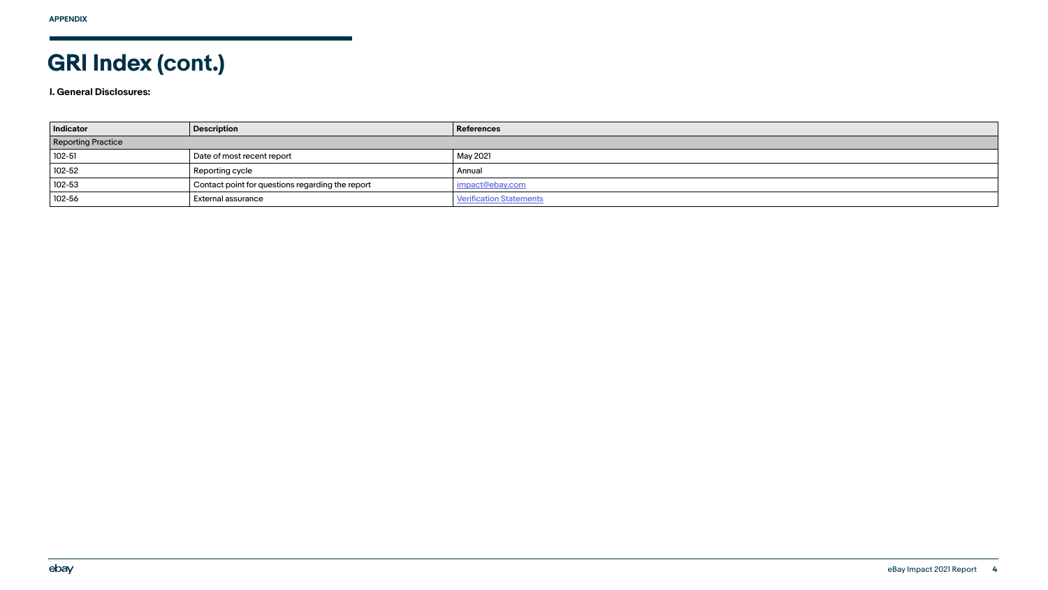APPENDIX

# GRI Index (cont.)

**I. General Disclosures:**

| Indicator | Description | References |
|---|---|---|
| Reporting Practice | | |
| 102-51 | Date of most recent report | May 2021 |
| 102-52 | Reporting cycle | Annual |
| 102-53 | Contact point for questions regarding the report | impact@ebay.com |
| 102-56 | External assurance | Verification Statements |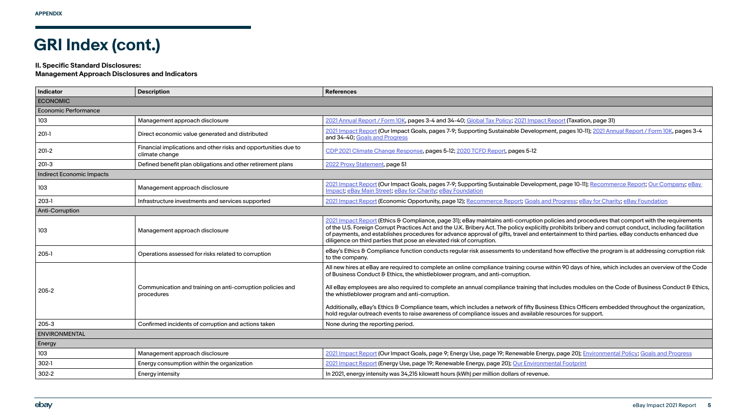APPENDIX

# GRI Index (cont.)

**II. Specific Standard Disclosures:**
**Management Approach Disclosures and Indicators**

| Indicator | Description | References |
|---|---|---|
| ECONOMIC | | |
| Economic Performance | | |
| 103 | Management approach disclosure | 2021 Annual Report / Form 10K, pages 3-4 and 34-40; Global Tax Policy; 2021 Impact Report (Taxation, page 31) |
| 201-1 | Direct economic value generated and distributed | 2021 Impact Report (Our Impact Goals, pages 7-9; Supporting Sustainable Development, pages 10-11); 2021 Annual Report / Form 10K, pages 3-4 and 34-40; Goals and Progress |
| 201-2 | Financial implications and other risks and opportunities due to climate change | CDP 2021 Climate Change Response, pages 5-12; 2020 TCFD Report, pages 5-12 |
| 201-3 | Defined benefit plan obligations and other retirement plans | 2022 Proxy Statement, page 51 |
| Indirect Economic Impacts | | |
| 103 | Management approach disclosure | 2021 Impact Report (Our Impact Goals, pages 7-9; Supporting Sustainable Development, page 10-11); Recommerce Report; Our Company; eBay Impact; eBay Main Street; eBay for Charity; eBay Foundation |
| 203-1 | Infrastructure investments and services supported | 2021 Impact Report (Economic Opportunity, page 12); Recommerce Report; Goals and Progress; eBay for Charity; eBay Foundation |
| Anti-Corruption | | |
| 103 | Management approach disclosure | 2021 Impact Report (Ethics & Compliance, page 31); eBay maintains anti-corruption policies and procedures that comport with the requirements of the U.S. Foreign Corrupt Practices Act and the U.K. Bribery Act. The policy explicitly prohibits bribery and corrupt conduct, including facilitation of payments, and establishes procedures for advance approval of gifts, travel and entertainment to third parties. eBay conducts enhanced due diligence on third parties that pose an elevated risk of corruption. |
| 205-1 | Operations assessed for risks related to corruption | eBay's Ethics & Compliance function conducts regular risk assessments to understand how effective the program is at addressing corruption risk to the company. |
| 205-2 | Communication and training on anti-corruption policies and procedures | All new hires at eBay are required to complete an online compliance training course within 90 days of hire, which includes an overview of the Code of Business Conduct & Ethics, the whistleblower program, and anti-corruption.<br><br>All eBay employees are also required to complete an annual compliance training that includes modules on the Code of Business Conduct & Ethics, the whistleblower program and anti-corruption.<br><br>Additionally, eBay's Ethics & Compliance team, which includes a network of fifty Business Ethics Officers embedded throughout the organization, hold regular outreach events to raise awareness of compliance issues and available resources for support. |
| 205-3 | Confirmed incidents of corruption and actions taken | None during the reporting period. |
| ENVIRONMENTAL | | |
| Energy | | |
| 103 | Management approach disclosure | 2021 Impact Report (Our Impact Goals, page 9; Energy Use, page 19; Renewable Energy, page 20); Environmental Policy; Goals and Progress |
| 302-1 | Energy consumption within the organization | 2021 Impact Report (Energy Use, page 19; Renewable Energy, page 20); Our Environmental Footprint |
| 302-2 | Energy intensity | In 2021, energy intensity was 34,215 kilowatt hours (kWh) per million dollars of revenue. |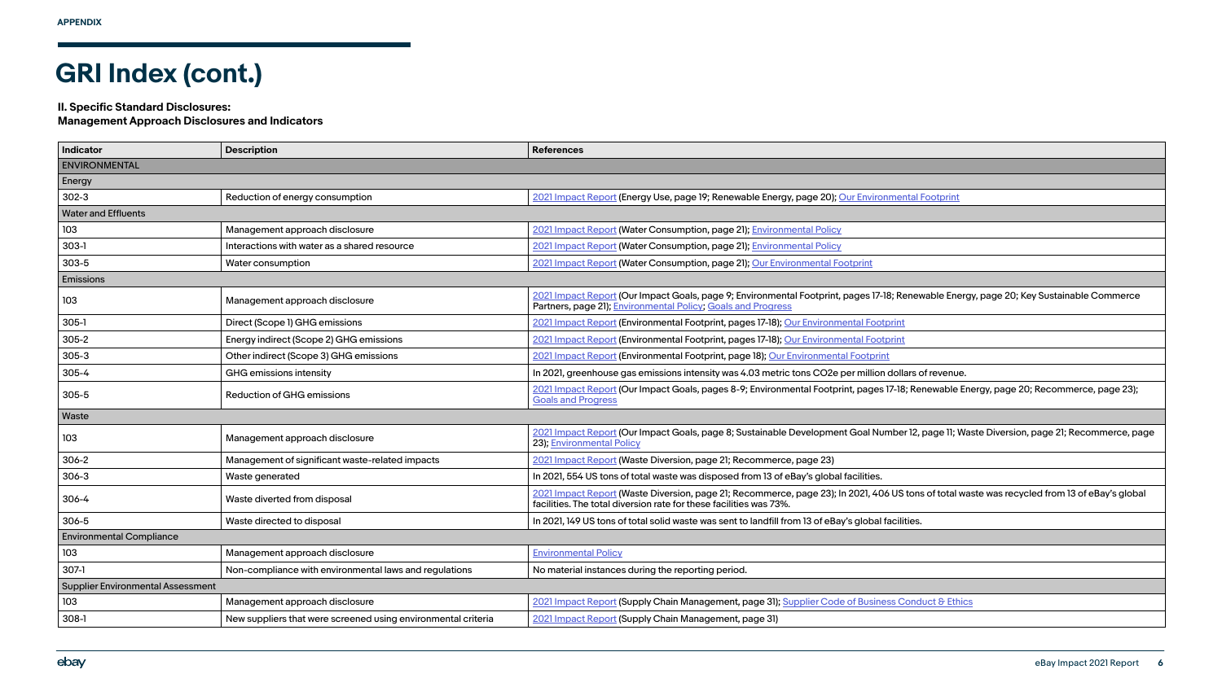APPENDIX

# GRI Index (cont.)

**II. Specific Standard Disclosures:**
**Management Approach Disclosures and Indicators**

| Indicator | Description | References |
|---|---|---|
| ENVIRONMENTAL | | |
| Energy | | |
| 302-3 | Reduction of energy consumption | 2021 Impact Report (Energy Use, page 19; Renewable Energy, page 20); Our Environmental Footprint |
| Water and Effluents | | |
| 103 | Management approach disclosure | 2021 Impact Report (Water Consumption, page 21); Environmental Policy |
| 303-1 | Interactions with water as a shared resource | 2021 Impact Report (Water Consumption, page 21); Environmental Policy |
| 303-5 | Water consumption | 2021 Impact Report (Water Consumption, page 21); Our Environmental Footprint |
| Emissions | | |
| 103 | Management approach disclosure | 2021 Impact Report (Our Impact Goals, page 9; Environmental Footprint, pages 17-18; Renewable Energy, page 20; Key Sustainable Commerce Partners, page 21); Environmental Policy; Goals and Progress |
| 305-1 | Direct (Scope 1) GHG emissions | 2021 Impact Report (Environmental Footprint, pages 17-18); Our Environmental Footprint |
| 305-2 | Energy indirect (Scope 2) GHG emissions | 2021 Impact Report (Environmental Footprint, pages 17-18); Our Environmental Footprint |
| 305-3 | Other indirect (Scope 3) GHG emissions | 2021 Impact Report (Environmental Footprint, page 18); Our Environmental Footprint |
| 305-4 | GHG emissions intensity | In 2021, greenhouse gas emissions intensity was 4.03 metric tons $CO_2e$ per million dollars of revenue. |
| 305-5 | Reduction of GHG emissions | 2021 Impact Report (Our Impact Goals, pages 8-9; Environmental Footprint, pages 17-18; Renewable Energy, page 20; Recommerce, page 23); Goals and Progress |
| Waste | | |
| 103 | Management approach disclosure | 2021 Impact Report (Our Impact Goals, page 8; Sustainable Development Goal Number 12, page 11; Waste Diversion, page 21; Recommerce, page 23); Environmental Policy |
| 306-2 | Management of significant waste-related impacts | 2021 Impact Report (Waste Diversion, page 21; Recommerce, page 23) |
| 306-3 | Waste generated | In 2021, 554 US tons of total waste was disposed from 13 of eBay's global facilities. |
| 306-4 | Waste diverted from disposal | 2021 Impact Report (Waste Diversion, page 21; Recommerce, page 23); In 2021, 406 US tons of total waste was recycled from 13 of eBay's global facilities. The total diversion rate for these facilities was 73%. |
| 306-5 | Waste directed to disposal | In 2021, 149 US tons of total solid waste was sent to landfill from 13 of eBay's global facilities. |
| Environmental Compliance | | |
| 103 | Management approach disclosure | Environmental Policy |
| 307-1 | Non-compliance with environmental laws and regulations | No material instances during the reporting period. |
| Supplier Environmental Assessment | | |
| 103 | Management approach disclosure | 2021 Impact Report (Supply Chain Management, page 31); Supplier Code of Business Conduct & Ethics |
| 308-1 | New suppliers that were screened using environmental criteria | 2021 Impact Report (Supply Chain Management, page 31) |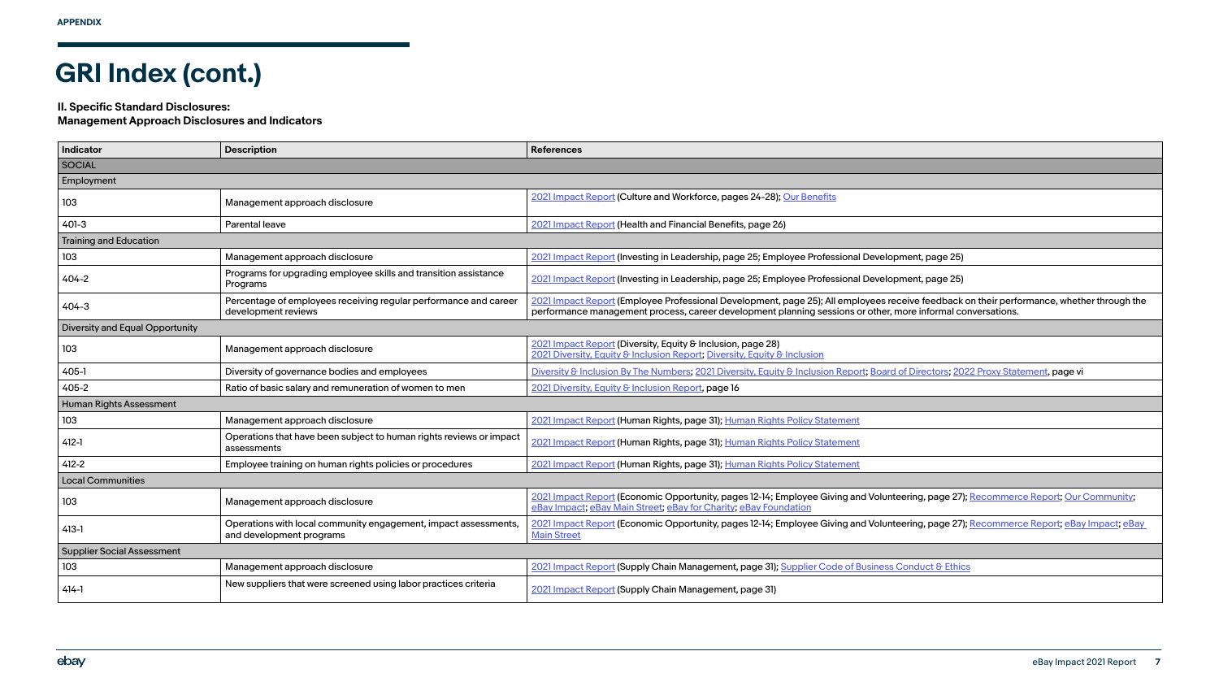APPENDIX

# GRI Index (cont.)

**II. Specific Standard Disclosures:**
**Management Approach Disclosures and Indicators**

| Indicator | Description | References |
|---|---|---|
| SOCIAL | | |
| Employment | | |
| 103 | Management approach disclosure | 2021 Impact Report (Culture and Workforce, pages 24-28); Our Benefits |
| 401-3 | Parental leave | 2021 Impact Report (Health and Financial Benefits, page 26) |
| Training and Education | | |
| 103 | Management approach disclosure | 2021 Impact Report (Investing in Leadership, page 25; Employee Professional Development, page 25) |
| 404-2 | Programs for upgrading employee skills and transition assistance Programs | 2021 Impact Report (Investing in Leadership, page 25; Employee Professional Development, page 25) |
| 404-3 | Percentage of employees receiving regular performance and career development reviews | 2021 Impact Report (Employee Professional Development, page 25); All employees receive feedback on their performance, whether through the performance management process, career development planning sessions or other, more informal conversations. |
| Diversity and Equal Opportunity | | |
| 103 | Management approach disclosure | 2021 Impact Report (Diversity, Equity & Inclusion, page 28) 2021 Diversity, Equity & Inclusion Report; Diversity, Equity & Inclusion |
| 405-1 | Diversity of governance bodies and employees | Diversity & Inclusion By The Numbers; 2021 Diversity, Equity & Inclusion Report; Board of Directors; 2022 Proxy Statement, page vi |
| 405-2 | Ratio of basic salary and remuneration of women to men | 2021 Diversity, Equity & Inclusion Report, page 16 |
| Human Rights Assessment | | |
| 103 | Management approach disclosure | 2021 Impact Report (Human Rights, page 31); Human Rights Policy Statement |
| 412-1 | Operations that have been subject to human rights reviews or impact assessments | 2021 Impact Report (Human Rights, page 31); Human Rights Policy Statement |
| 412-2 | Employee training on human rights policies or procedures | 2021 Impact Report (Human Rights, page 31); Human Rights Policy Statement |
| Local Communities | | |
| 103 | Management approach disclosure | 2021 Impact Report (Economic Opportunity, pages 12-14; Employee Giving and Volunteering, page 27); Recommerce Report; Our Community; eBay Impact; eBay Main Street; eBay for Charity; eBay Foundation |
| 413-1 | Operations with local community engagement, impact assessments, and development programs | 2021 Impact Report (Economic Opportunity, pages 12-14; Employee Giving and Volunteering, page 27); Recommerce Report; eBay Impact; eBay Main Street |
| Supplier Social Assessment | | |
| 103 | Management approach disclosure | 2021 Impact Report (Supply Chain Management, page 31); Supplier Code of Business Conduct & Ethics |
| 414-1 | New suppliers that were screened using labor practices criteria | 2021 Impact Report (Supply Chain Management, page 31) |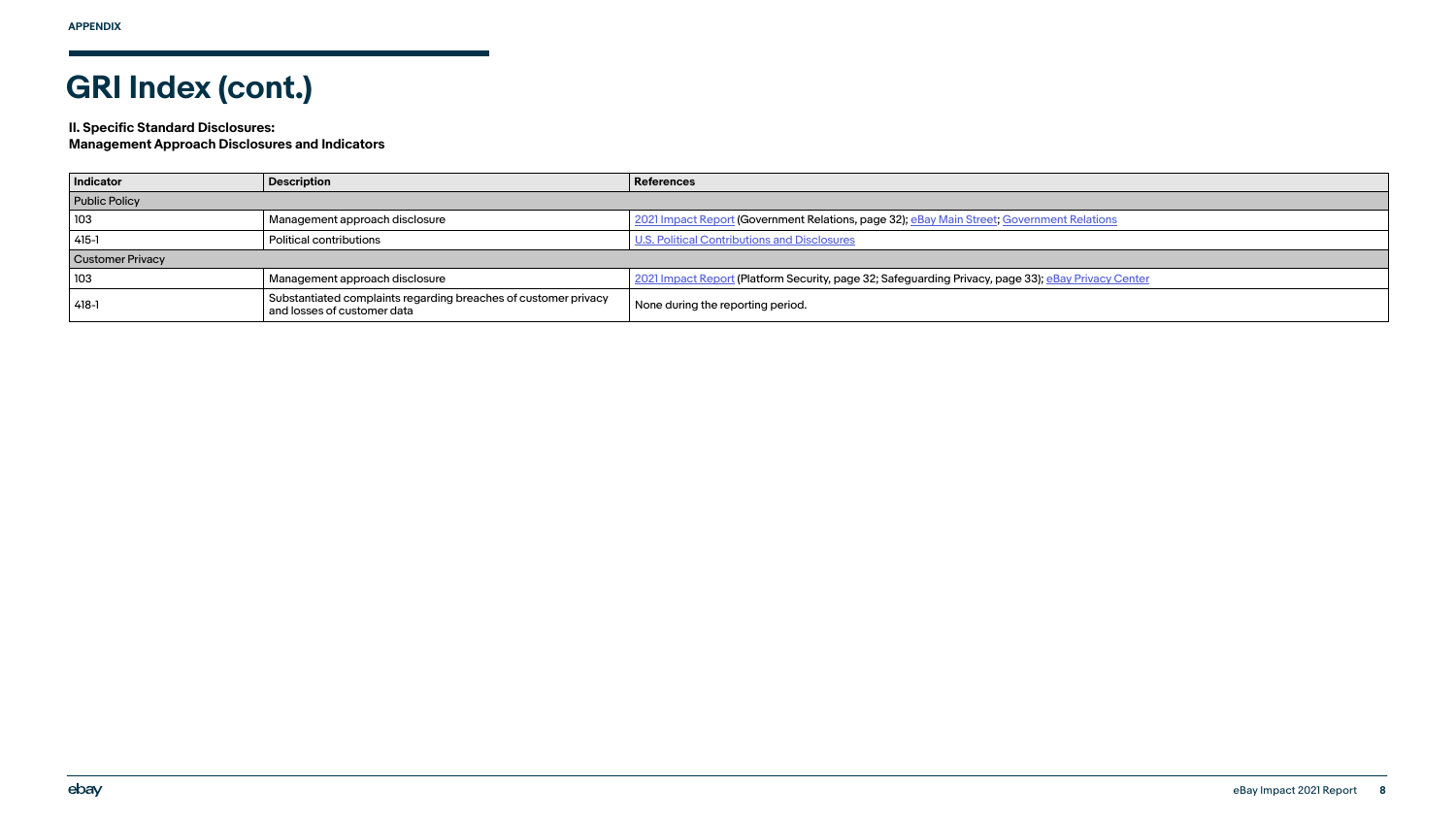# GRI Index (cont.)

**II. Specific Standard Disclosures:**
**Management Approach Disclosures and Indicators**

| Indicator | Description | References |
|---|---|---|
| Public Policy | | |
| 103 | Management approach disclosure | 2021 Impact Report (Government Relations, page 32); eBay Main Street; Government Relations |
| 415-1 | Political contributions | U.S. Political Contributions and Disclosures |
| Customer Privacy | | |
| 103 | Management approach disclosure | 2021 Impact Report (Platform Security, page 32; Safeguarding Privacy, page 33); eBay Privacy Center |
| 418-1 | Substantiated complaints regarding breaches of customer privacy and losses of customer data | None during the reporting period. |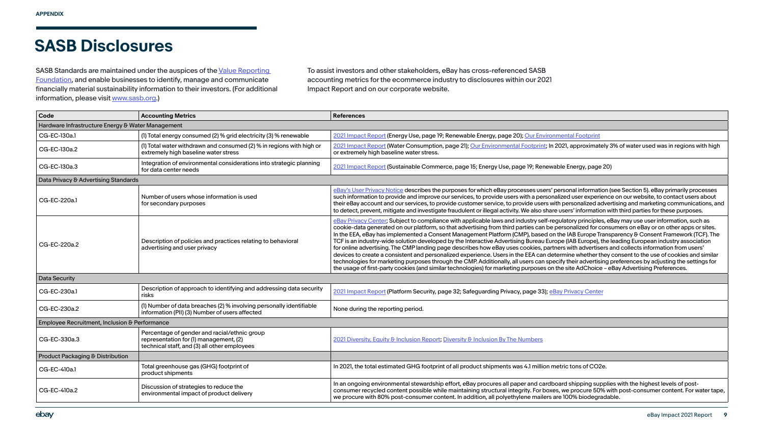APPENDIX

# SASB Disclosures

SASB Standards are maintained under the auspices of the Value Reporting Foundation, and enable businesses to identify, manage and communicate financially material sustainability information to their investors. (For additional information, please visit www.sasb.org.)

To assist investors and other stakeholders, eBay has cross-referenced SASB accounting metrics for the ecommerce industry to disclosures within our 2021 Impact Report and on our corporate website.

| Code | Accounting Metrics | References |
|---|---|---|
| Hardware Infrastructure Energy & Water Management | | |
| CG-EC-130a.1 | (1) Total energy consumed (2) % grid electricity (3) % renewable | 2021 Impact Report (Energy Use, page 19; Renewable Energy, page 20); Our Environmental Footprint |
| CG-EC-130a.2 | (1) Total water withdrawn and consumed (2) % in regions with high or extremely high baseline water stress | 2021 Impact Report (Water Consumption, page 21); Our Environmental Footprint; In 2021, approximately 3% of water used was in regions with high or extremely high baseline water stress. |
| CG-EC-130a.3 | Integration of environmental considerations into strategic planning for data center needs | 2021 Impact Report (Sustainable Commerce, page 15; Energy Use, page 19; Renewable Energy, page 20) |
| Data Privacy & Advertising Standards | | |
| CG-EC-220a.1 | Number of users whose information is used for secondary purposes | eBay's User Privacy Notice describes the purposes for which eBay processes users' personal information (see Section 5). eBay primarily processes such information to provide and improve our services, to provide users with a personalized user experience on our website, to contact users about their eBay account and our services, to provide customer service, to provide users with personalized advertising and marketing communications, and to detect, prevent, mitigate and investigate fraudulent or illegal activity. We also share users' information with third parties for these purposes. |
| CG-EC-220a.2 | Description of policies and practices relating to behavioral advertising and user privacy | eBay Privacy Center; Subject to compliance with applicable laws and industry self-regulatory principles, eBay may use user information, such as cookie-data generated on our platform, so that advertising from third parties can be personalized for consumers on eBay or on other apps or sites. In the EEA, eBay has implemented a Consent Management Platform (CMP), based on the IAB Europe Transparency & Consent Framework (TCF). The TCF is an industry-wide solution developed by the Interactive Advertising Bureau Europe (IAB Europe), the leading European industry association for online advertising. The CMP landing page describes how eBay uses cookies, partners with advertisers and collects information from users' devices to create a consistent and personalized experience. Users in the EEA can determine whether they consent to the use of cookies and similar technologies for marketing purposes through the CMP. Additionally, all users can specify their advertising preferences by adjusting the settings for the usage of first-party cookies (and similar technologies) for marketing purposes on the site AdChoice – eBay Advertising Preferences. |
| Data Security | | |
| CG-EC-230a.1 | Description of approach to identifying and addressing data security risks | 2021 Impact Report (Platform Security, page 32; Safeguarding Privacy, page 33); eBay Privacy Center |
| CG-EC-230a.2 | (1) Number of data breaches (2) % involving personally identifiable information (PII) (3) Number of users affected | None during the reporting period. |
| Employee Recruitment, Inclusion & Performance | | |
| CG-EC-330a.3 | Percentage of gender and racial/ethnic group representation for (1) management, (2) technical staff, and (3) all other employees | 2021 Diversity, Equity & Inclusion Report; Diversity & Inclusion By The Numbers |
| Product Packaging & Distribution | | |
| CG-EC-410a.1 | Total greenhouse gas (GHG) footprint of product shipments | In 2021, the total estimated GHG footprint of all product shipments was 4.1 million metric tons of $CO_2e$. |
| CG-EC-410a.2 | Discussion of strategies to reduce the environmental impact of product delivery | In an ongoing environmental stewardship effort, eBay procures all paper and cardboard shipping supplies with the highest levels of post-consumer recycled content possible while maintaining structural integrity. For boxes, we procure 50% with post-consumer content. For water tape, we procure with 80% post-consumer content. In addition, all polyethylene mailers are 100% biodegradable. |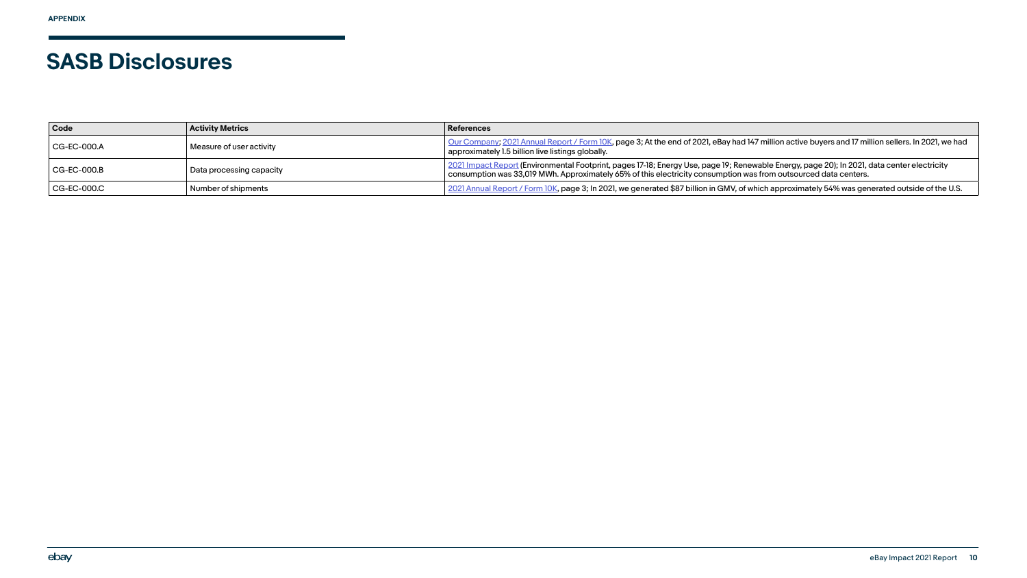APPENDIX

# SASB Disclosures

| Code | Activity Metrics | References |
|---|---|---|
| CG-EC-000.A | Measure of user activity | Our Company; 2021 Annual Report / Form 10K, page 3; At the end of 2021, eBay had 147 million active buyers and 17 million sellers. In 2021, we had approximately 1.5 billion live listings globally. |
| CG-EC-000.B | Data processing capacity | 2021 Impact Report (Environmental Footprint, pages 17-18; Energy Use, page 19; Renewable Energy, page 20); In 2021, data center electricity consumption was 33,019 MWh. Approximately 65% of this electricity consumption was from outsourced data centers. |
| CG-EC-000.C | Number of shipments | 2021 Annual Report / Form 10K, page 3; In 2021, we generated $87 billion in GMV, of which approximately 54% was generated outside of the U.S. |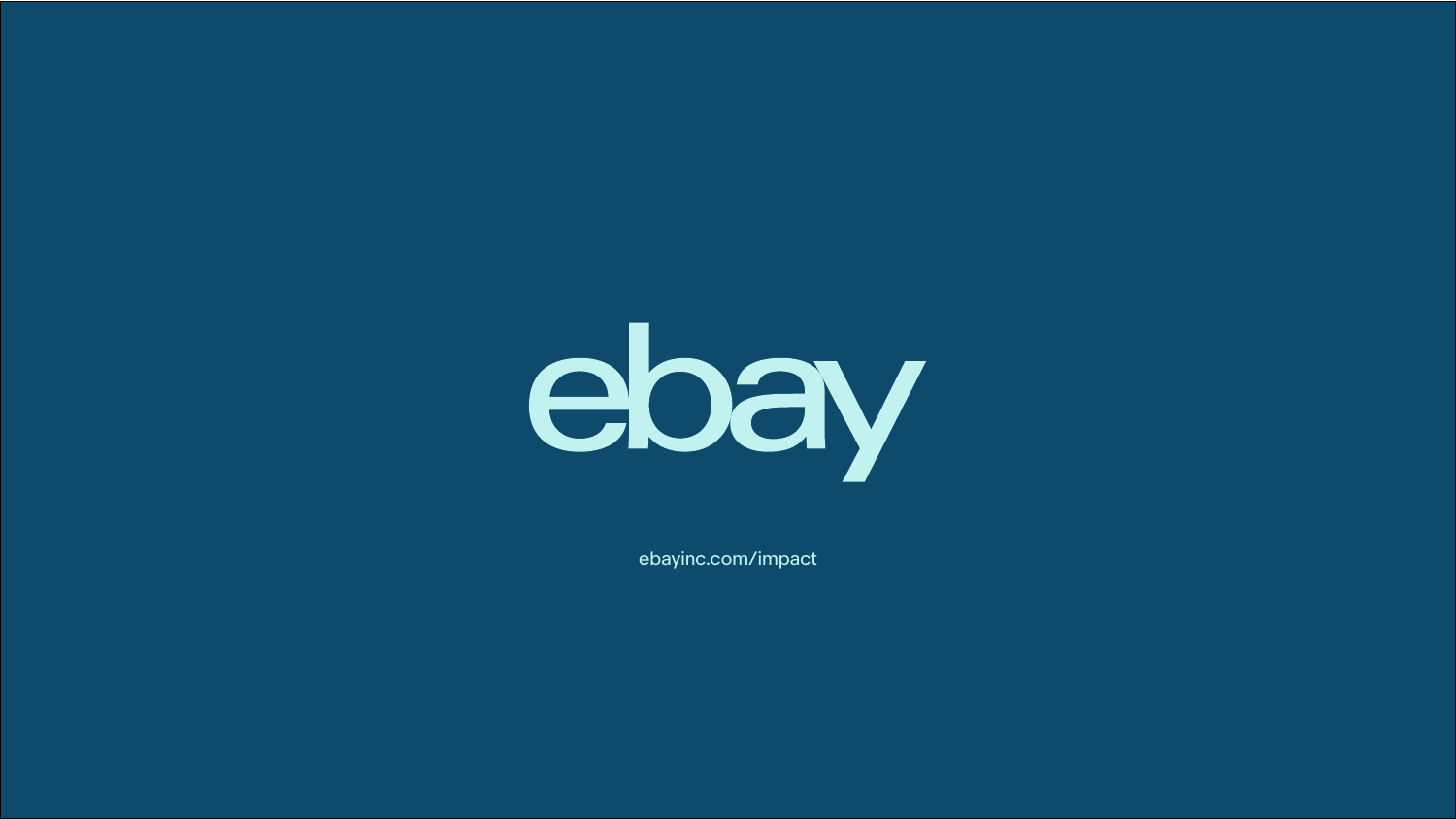ebay

ebayinc.com/impact